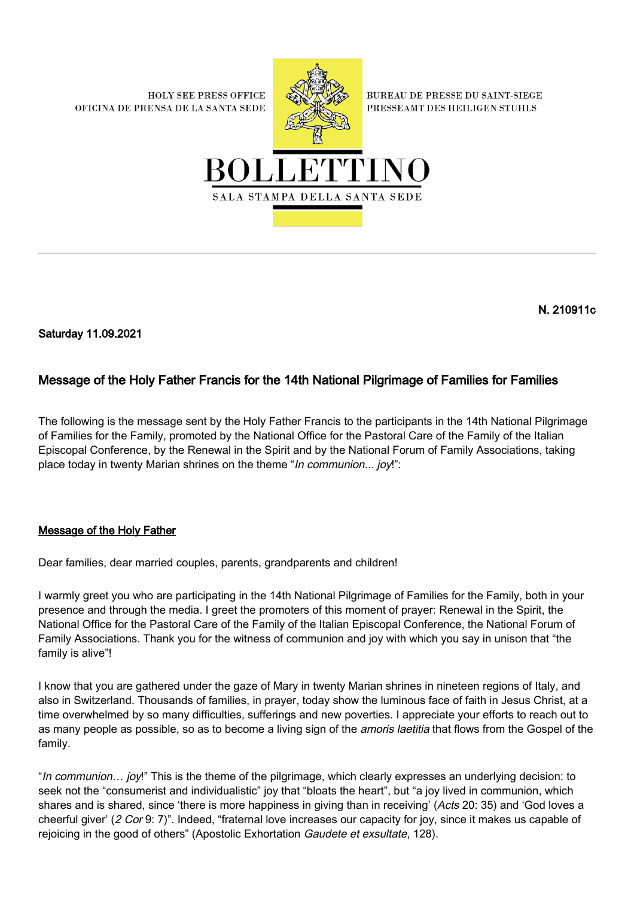HOLY SEE PRESS OFFICE
OFICINA DE PRENSA DE LA SANTA SEDE

BUREAU DE PRESSE DU SAINT-SIEGE
PRESSEAMT DES HEILIGEN STUHLS

# BOLLETTINO

SALA STAMPA DELLA SANTA SEDE

**N. 210911c**

**Saturday 11.09.2021**

## Message of the Holy Father Francis for the 14th National Pilgrimage of Families for Families

The following is the message sent by the Holy Father Francis to the participants in the 14th National Pilgrimage of Families for the Family, promoted by the National Office for the Pastoral Care of the Family of the Italian Episcopal Conference, by the Renewal in the Spirit and by the National Forum of Family Associations, taking place today in twenty Marian shrines on the theme "*In communion... joy*!":

### Message of the Holy Father

Dear families, dear married couples, parents, grandparents and children!

I warmly greet you who are participating in the 14th National Pilgrimage of Families for the Family, both in your presence and through the media. I greet the promoters of this moment of prayer: Renewal in the Spirit, the National Office for the Pastoral Care of the Family of the Italian Episcopal Conference, the National Forum of Family Associations. Thank you for the witness of communion and joy with which you say in unison that "the family is alive"!

I know that you are gathered under the gaze of Mary in twenty Marian shrines in nineteen regions of Italy, and also in Switzerland. Thousands of families, in prayer, today show the luminous face of faith in Jesus Christ, at a time overwhelmed by so many difficulties, sufferings and new poverties. I appreciate your efforts to reach out to as many people as possible, so as to become a living sign of the *amoris laetitia* that flows from the Gospel of the family.

"*In communion… joy*!" This is the theme of the pilgrimage, which clearly expresses an underlying decision: to seek not the "consumerist and individualistic" joy that "bloats the heart", but "a joy lived in communion, which shares and is shared, since 'there is more happiness in giving than in receiving' (*Acts* 20: 35) and 'God loves a cheerful giver' (*2 Cor* 9: 7)". Indeed, "fraternal love increases our capacity for joy, since it makes us capable of rejoicing in the good of others" (Apostolic Exhortation *Gaudete et exsultate*, 128).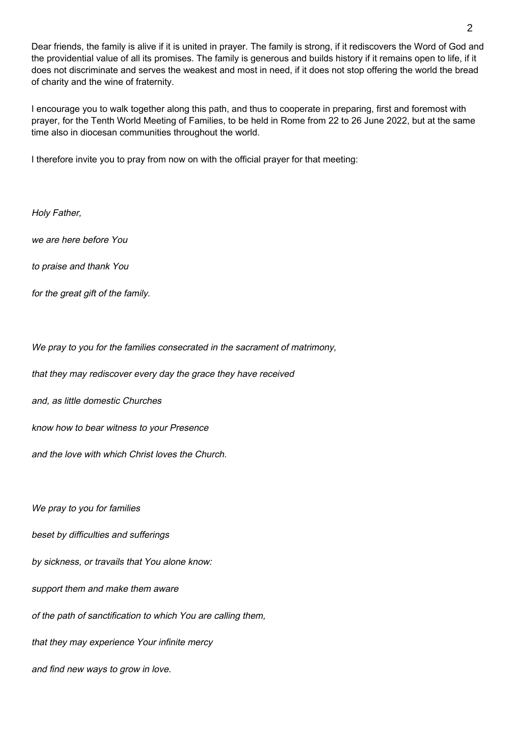Dear friends, the family is alive if it is united in prayer. The family is strong, if it rediscovers the Word of God and the providential value of all its promises. The family is generous and builds history if it remains open to life, if it does not discriminate and serves the weakest and most in need, if it does not stop offering the world the bread of charity and the wine of fraternity.

I encourage you to walk together along this path, and thus to cooperate in preparing, first and foremost with prayer, for the Tenth World Meeting of Families, to be held in Rome from 22 to 26 June 2022, but at the same time also in diocesan communities throughout the world.

I therefore invite you to pray from now on with the official prayer for that meeting:

*Holy Father,*

*we are here before You*

*to praise and thank You*

*for the great gift of the family.*

*We pray to you for the families consecrated in the sacrament of matrimony,*

*that they may rediscover every day the grace they have received*

*and, as little domestic Churches*

*know how to bear witness to your Presence*

*and the love with which Christ loves the Church.*

*We pray to you for families*

*beset by difficulties and sufferings*

*by sickness, or travails that You alone know:*

*support them and make them aware*

*of the path of sanctification to which You are calling them,*

*that they may experience Your infinite mercy*

*and find new ways to grow in love.*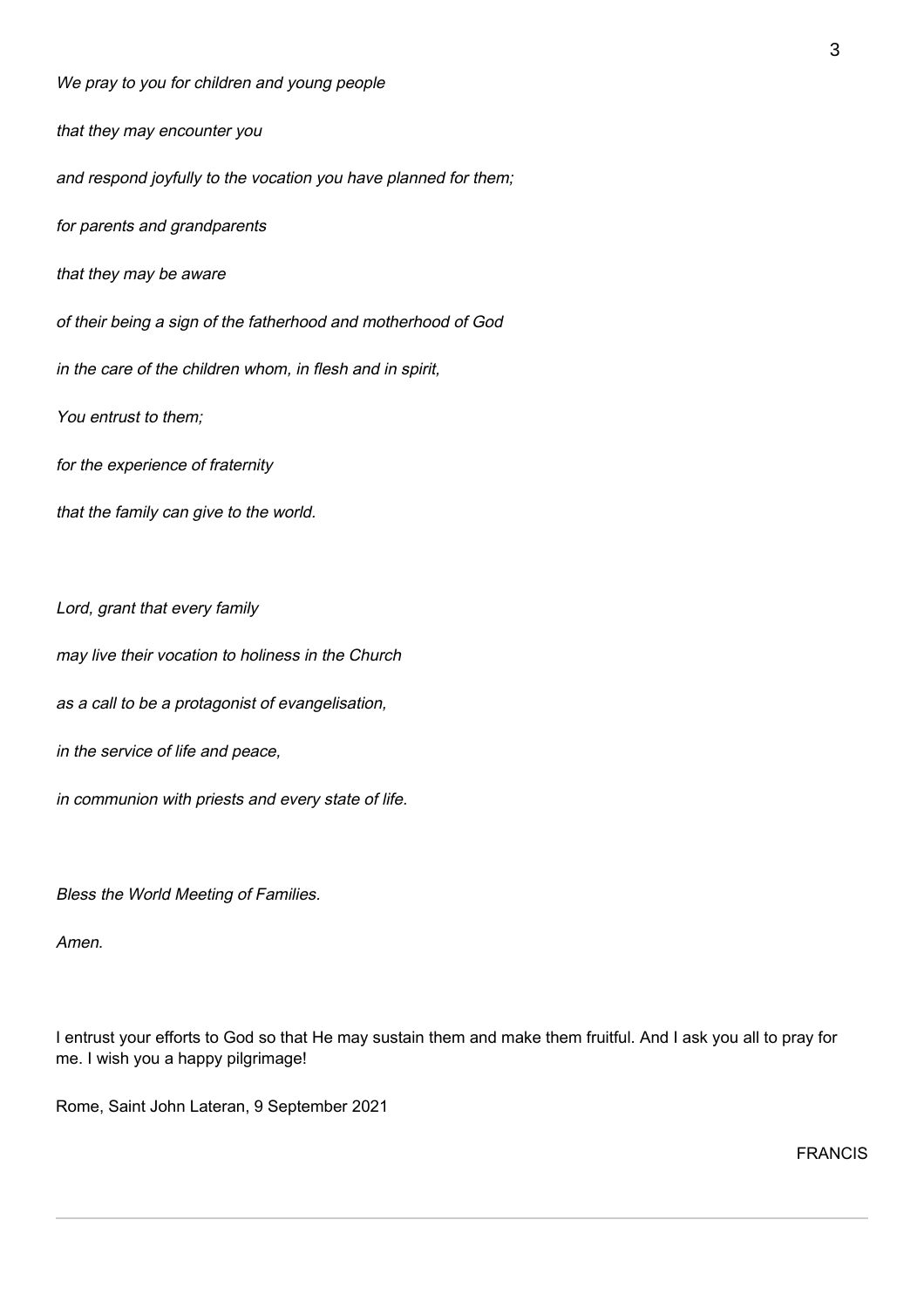*We pray to you for children and young people*

*that they may encounter you*

*and respond joyfully to the vocation you have planned for them;*

*for parents and grandparents*

*that they may be aware*

*of their being a sign of the fatherhood and motherhood of God*

*in the care of the children whom, in flesh and in spirit,*

*You entrust to them;*

*for the experience of fraternity*

*that the family can give to the world.*

*Lord, grant that every family*

*may live their vocation to holiness in the Church*

*as a call to be a protagonist of evangelisation,*

*in the service of life and peace,*

*in communion with priests and every state of life.*

*Bless the World Meeting of Families.*

*Amen.*

I entrust your efforts to God so that He may sustain them and make them fruitful. And I ask you all to pray for me. I wish you a happy pilgrimage!

Rome, Saint John Lateran, 9 September 2021

FRANCIS